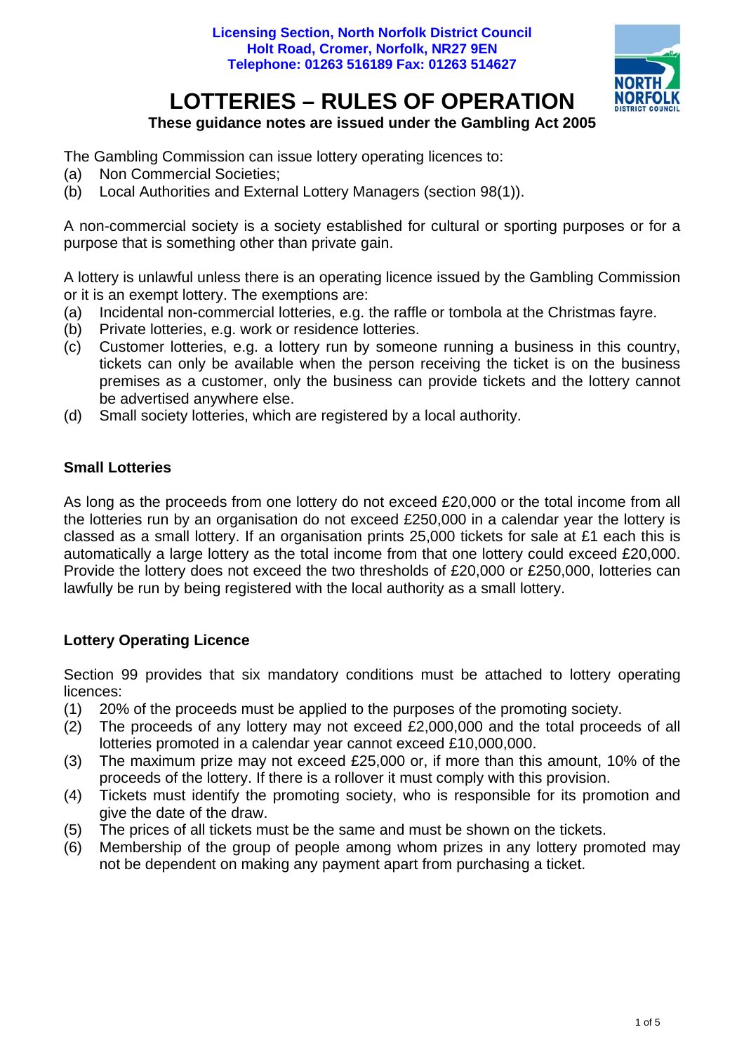**Licensing Section, North Norfolk District Council**
**Holt Road, Cromer, Norfolk, NR27 9EN**
**Telephone: 01263 516189 Fax: 01263 514627**

# LOTTERIES – RULES OF OPERATION

**These guidance notes are issued under the Gambling Act 2005**

The Gambling Commission can issue lottery operating licences to:

(a) Non Commercial Societies;
(b) Local Authorities and External Lottery Managers (section 98(1)).

A non-commercial society is a society established for cultural or sporting purposes or for a purpose that is something other than private gain.

A lottery is unlawful unless there is an operating licence issued by the Gambling Commission or it is an exempt lottery. The exemptions are:

(a) Incidental non-commercial lotteries, e.g. the raffle or tombola at the Christmas fayre.
(b) Private lotteries, e.g. work or residence lotteries.
(c) Customer lotteries, e.g. a lottery run by someone running a business in this country, tickets can only be available when the person receiving the ticket is on the business premises as a customer, only the business can provide tickets and the lottery cannot be advertised anywhere else.
(d) Small society lotteries, which are registered by a local authority.

## Small Lotteries

As long as the proceeds from one lottery do not exceed £20,000 or the total income from all the lotteries run by an organisation do not exceed £250,000 in a calendar year the lottery is classed as a small lottery. If an organisation prints 25,000 tickets for sale at £1 each this is automatically a large lottery as the total income from that one lottery could exceed £20,000. Provide the lottery does not exceed the two thresholds of £20,000 or £250,000, lotteries can lawfully be run by being registered with the local authority as a small lottery.

## Lottery Operating Licence

Section 99 provides that six mandatory conditions must be attached to lottery operating licences:

(1) 20% of the proceeds must be applied to the purposes of the promoting society.
(2) The proceeds of any lottery may not exceed £2,000,000 and the total proceeds of all lotteries promoted in a calendar year cannot exceed £10,000,000.
(3) The maximum prize may not exceed £25,000 or, if more than this amount, 10% of the proceeds of the lottery. If there is a rollover it must comply with this provision.
(4) Tickets must identify the promoting society, who is responsible for its promotion and give the date of the draw.
(5) The prices of all tickets must be the same and must be shown on the tickets.
(6) Membership of the group of people among whom prizes in any lottery promoted may not be dependent on making any payment apart from purchasing a ticket.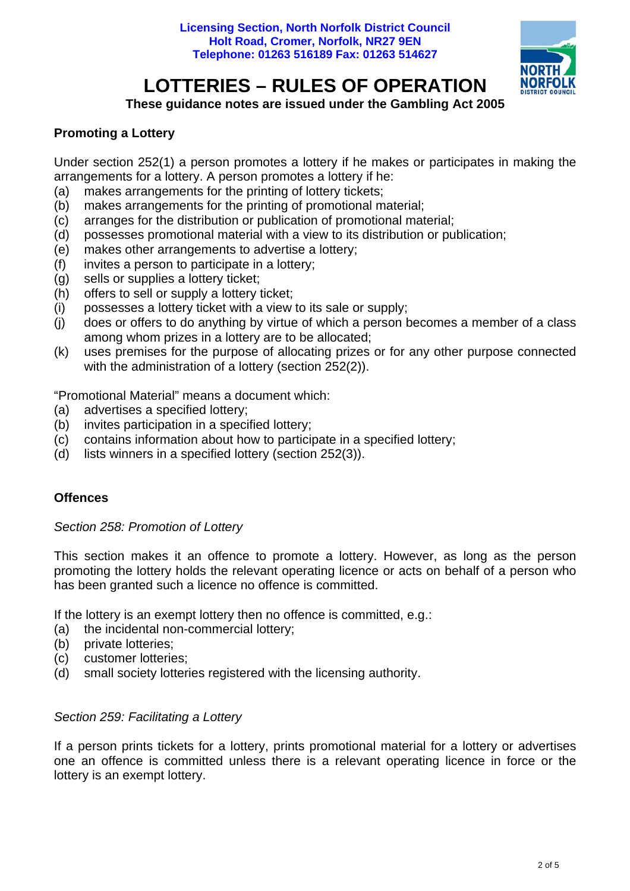Licensing Section, North Norfolk District Council
Holt Road, Cromer, Norfolk, NR27 9EN
Telephone: 01263 516189 Fax: 01263 514627

# LOTTERIES – RULES OF OPERATION

**These guidance notes are issued under the Gambling Act 2005**

## Promoting a Lottery

Under section 252(1) a person promotes a lottery if he makes or participates in making the arrangements for a lottery. A person promotes a lottery if he:

(a) makes arrangements for the printing of lottery tickets;
(b) makes arrangements for the printing of promotional material;
(c) arranges for the distribution or publication of promotional material;
(d) possesses promotional material with a view to its distribution or publication;
(e) makes other arrangements to advertise a lottery;
(f) invites a person to participate in a lottery;
(g) sells or supplies a lottery ticket;
(h) offers to sell or supply a lottery ticket;
(i) possesses a lottery ticket with a view to its sale or supply;
(j) does or offers to do anything by virtue of which a person becomes a member of a class among whom prizes in a lottery are to be allocated;
(k) uses premises for the purpose of allocating prizes or for any other purpose connected with the administration of a lottery (section 252(2)).

"Promotional Material" means a document which:

(a) advertises a specified lottery;
(b) invites participation in a specified lottery;
(c) contains information about how to participate in a specified lottery;
(d) lists winners in a specified lottery (section 252(3)).

## Offences

*Section 258: Promotion of Lottery*

This section makes it an offence to promote a lottery. However, as long as the person promoting the lottery holds the relevant operating licence or acts on behalf of a person who has been granted such a licence no offence is committed.

If the lottery is an exempt lottery then no offence is committed, e.g.:

(a) the incidental non-commercial lottery;
(b) private lotteries;
(c) customer lotteries;
(d) small society lotteries registered with the licensing authority.

*Section 259: Facilitating a Lottery*

If a person prints tickets for a lottery, prints promotional material for a lottery or advertises one an offence is committed unless there is a relevant operating licence in force or the lottery is an exempt lottery.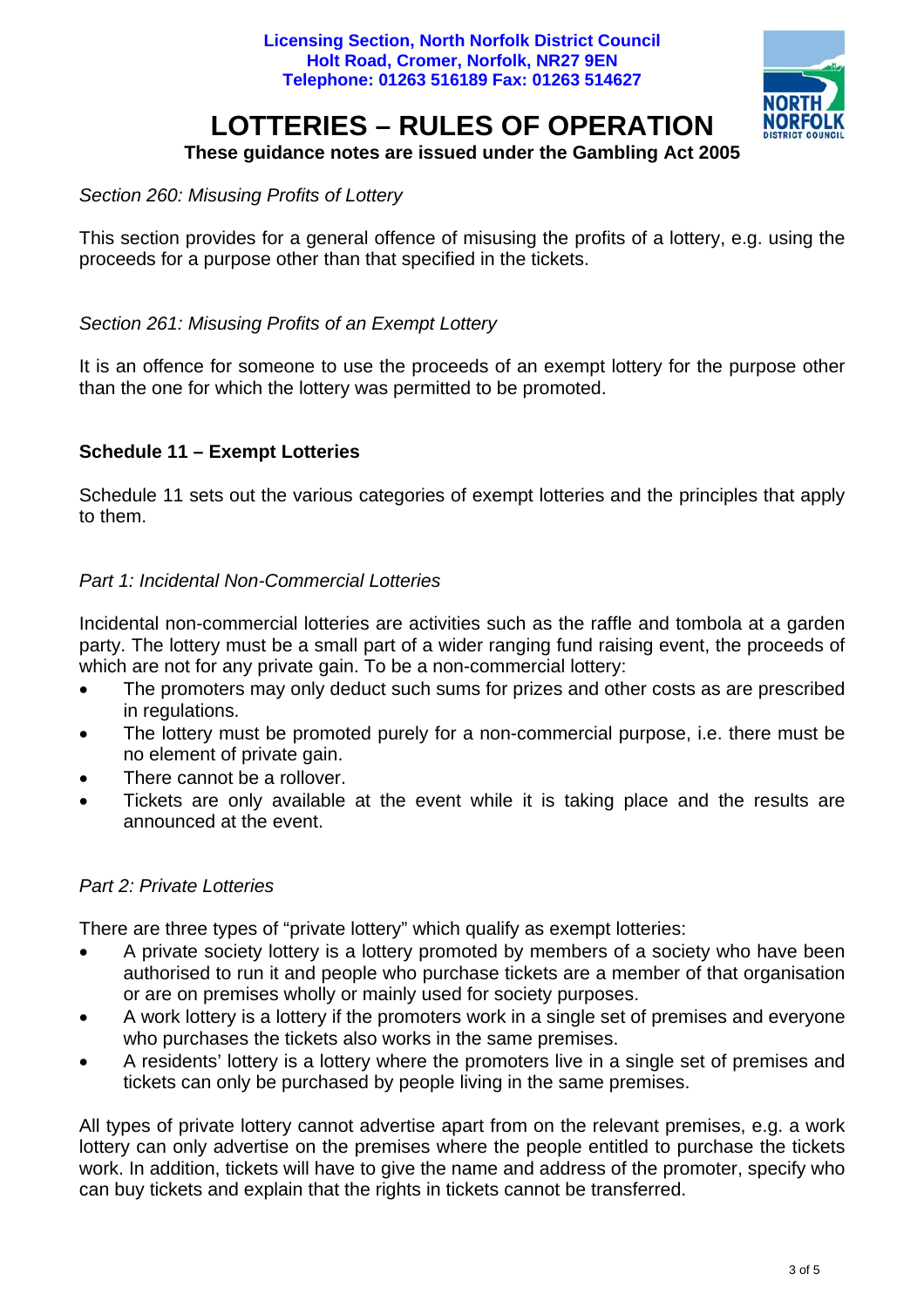Licensing Section, North Norfolk District Council
Holt Road, Cromer, Norfolk, NR27 9EN
Telephone: 01263 516189 Fax: 01263 514627

# LOTTERIES – RULES OF OPERATION

**These guidance notes are issued under the Gambling Act 2005**

*Section 260: Misusing Profits of Lottery*

This section provides for a general offence of misusing the profits of a lottery, e.g. using the proceeds for a purpose other than that specified in the tickets.

*Section 261: Misusing Profits of an Exempt Lottery*

It is an offence for someone to use the proceeds of an exempt lottery for the purpose other than the one for which the lottery was permitted to be promoted.

**Schedule 11 – Exempt Lotteries**

Schedule 11 sets out the various categories of exempt lotteries and the principles that apply to them.

*Part 1: Incidental Non-Commercial Lotteries*

Incidental non-commercial lotteries are activities such as the raffle and tombola at a garden party. The lottery must be a small part of a wider ranging fund raising event, the proceeds of which are not for any private gain. To be a non-commercial lottery:

- The promoters may only deduct such sums for prizes and other costs as are prescribed in regulations.
- The lottery must be promoted purely for a non-commercial purpose, i.e. there must be no element of private gain.
- There cannot be a rollover.
- Tickets are only available at the event while it is taking place and the results are announced at the event.

*Part 2: Private Lotteries*

There are three types of "private lottery" which qualify as exempt lotteries:

- A private society lottery is a lottery promoted by members of a society who have been authorised to run it and people who purchase tickets are a member of that organisation or are on premises wholly or mainly used for society purposes.
- A work lottery is a lottery if the promoters work in a single set of premises and everyone who purchases the tickets also works in the same premises.
- A residents' lottery is a lottery where the promoters live in a single set of premises and tickets can only be purchased by people living in the same premises.

All types of private lottery cannot advertise apart from on the relevant premises, e.g. a work lottery can only advertise on the premises where the people entitled to purchase the tickets work. In addition, tickets will have to give the name and address of the promoter, specify who can buy tickets and explain that the rights in tickets cannot be transferred.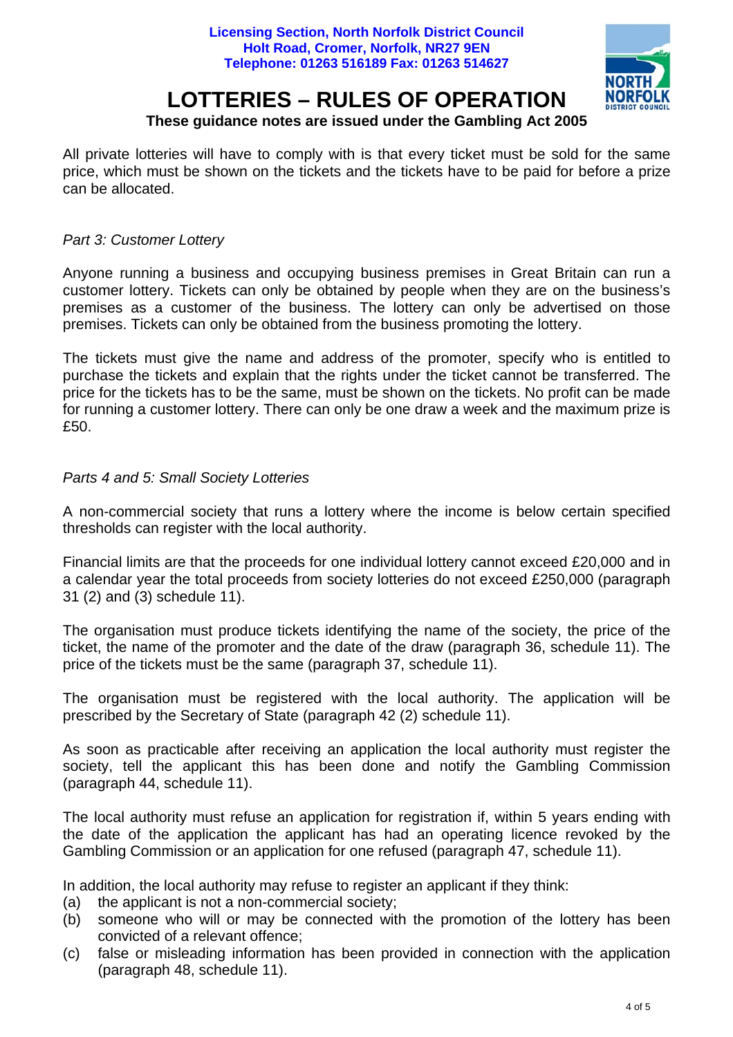**Licensing Section, North Norfolk District Council**
**Holt Road, Cromer, Norfolk, NR27 9EN**
**Telephone: 01263 516189 Fax: 01263 514627**

# LOTTERIES – RULES OF OPERATION

**These guidance notes are issued under the Gambling Act 2005**

All private lotteries will have to comply with is that every ticket must be sold for the same price, which must be shown on the tickets and the tickets have to be paid for before a prize can be allocated.

*Part 3: Customer Lottery*

Anyone running a business and occupying business premises in Great Britain can run a customer lottery. Tickets can only be obtained by people when they are on the business's premises as a customer of the business. The lottery can only be advertised on those premises. Tickets can only be obtained from the business promoting the lottery.

The tickets must give the name and address of the promoter, specify who is entitled to purchase the tickets and explain that the rights under the ticket cannot be transferred. The price for the tickets has to be the same, must be shown on the tickets. No profit can be made for running a customer lottery. There can only be one draw a week and the maximum prize is £50.

*Parts 4 and 5: Small Society Lotteries*

A non-commercial society that runs a lottery where the income is below certain specified thresholds can register with the local authority.

Financial limits are that the proceeds for one individual lottery cannot exceed £20,000 and in a calendar year the total proceeds from society lotteries do not exceed £250,000 (paragraph 31 (2) and (3) schedule 11).

The organisation must produce tickets identifying the name of the society, the price of the ticket, the name of the promoter and the date of the draw (paragraph 36, schedule 11). The price of the tickets must be the same (paragraph 37, schedule 11).

The organisation must be registered with the local authority. The application will be prescribed by the Secretary of State (paragraph 42 (2) schedule 11).

As soon as practicable after receiving an application the local authority must register the society, tell the applicant this has been done and notify the Gambling Commission (paragraph 44, schedule 11).

The local authority must refuse an application for registration if, within 5 years ending with the date of the application the applicant has had an operating licence revoked by the Gambling Commission or an application for one refused (paragraph 47, schedule 11).

In addition, the local authority may refuse to register an applicant if they think:

(a) the applicant is not a non-commercial society;
(b) someone who will or may be connected with the promotion of the lottery has been convicted of a relevant offence;
(c) false or misleading information has been provided in connection with the application (paragraph 48, schedule 11).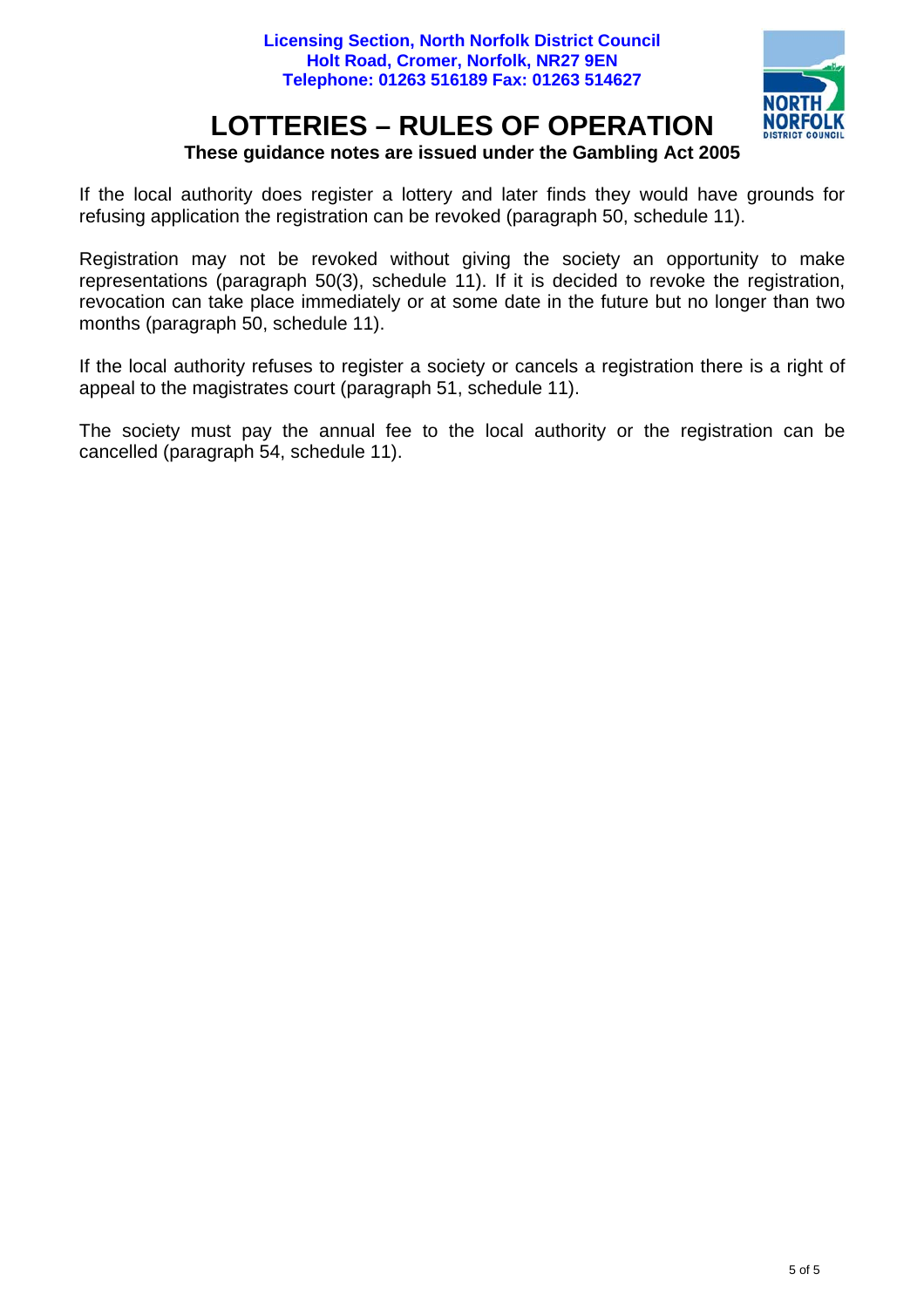# LOTTERIES – RULES OF OPERATION

**These guidance notes are issued under the Gambling Act 2005**

If the local authority does register a lottery and later finds they would have grounds for refusing application the registration can be revoked (paragraph 50, schedule 11).

Registration may not be revoked without giving the society an opportunity to make representations (paragraph 50(3), schedule 11). If it is decided to revoke the registration, revocation can take place immediately or at some date in the future but no longer than two months (paragraph 50, schedule 11).

If the local authority refuses to register a society or cancels a registration there is a right of appeal to the magistrates court (paragraph 51, schedule 11).

The society must pay the annual fee to the local authority or the registration can be cancelled (paragraph 54, schedule 11).